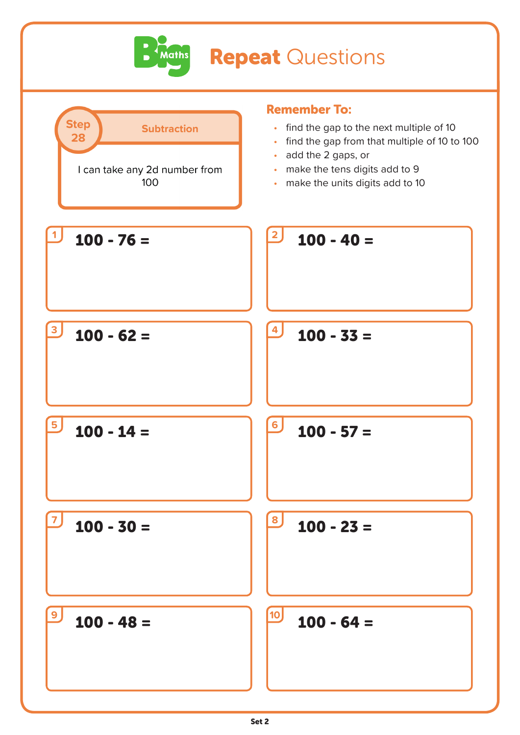# Big Maths Repeat Questions

**Step 28** — **Subtraction**

I can take any 2d number from 100

**Remember To:**

- find the gap to the next multiple of 10
- find the gap from that multiple of 10 to 100
- add the 2 gaps, or
- make the tens digits add to 9
- make the units digits add to 10

1. **100 - 76 =**

2. **100 - 40 =**

3. **100 - 62 =**

4. **100 - 33 =**

5. **100 - 14 =**

6. **100 - 57 =**

7. **100 - 30 =**

8. **100 - 23 =**

9. **100 - 48 =**

10. **100 - 64 =**

Set 2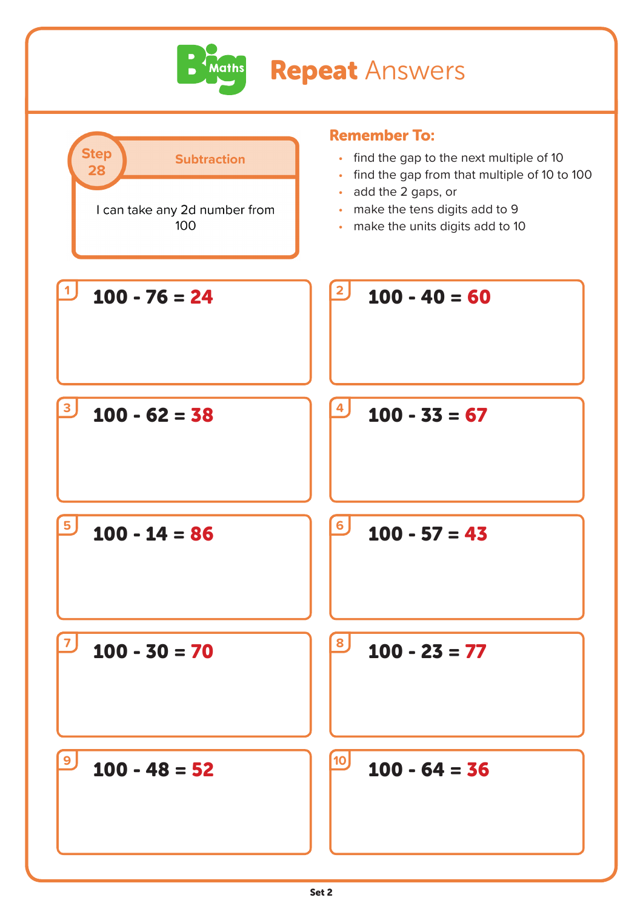# Big Maths Repeat Answers

**Step 28** — **Subtraction**

I can take any 2d number from 100

## Remember To:

- find the gap to the next multiple of 10
- find the gap from that multiple of 10 to 100
- add the 2 gaps, or
- make the tens digits add to 9
- make the units digits add to 10

1. **100 - 76 = 24**
2. **100 - 40 = 60**
3. **100 - 62 = 38**
4. **100 - 33 = 67**
5. **100 - 14 = 86**
6. **100 - 57 = 43**
7. **100 - 30 = 70**
8. **100 - 23 = 77**
9. **100 - 48 = 52**
10. **100 - 64 = 36**

Set 2